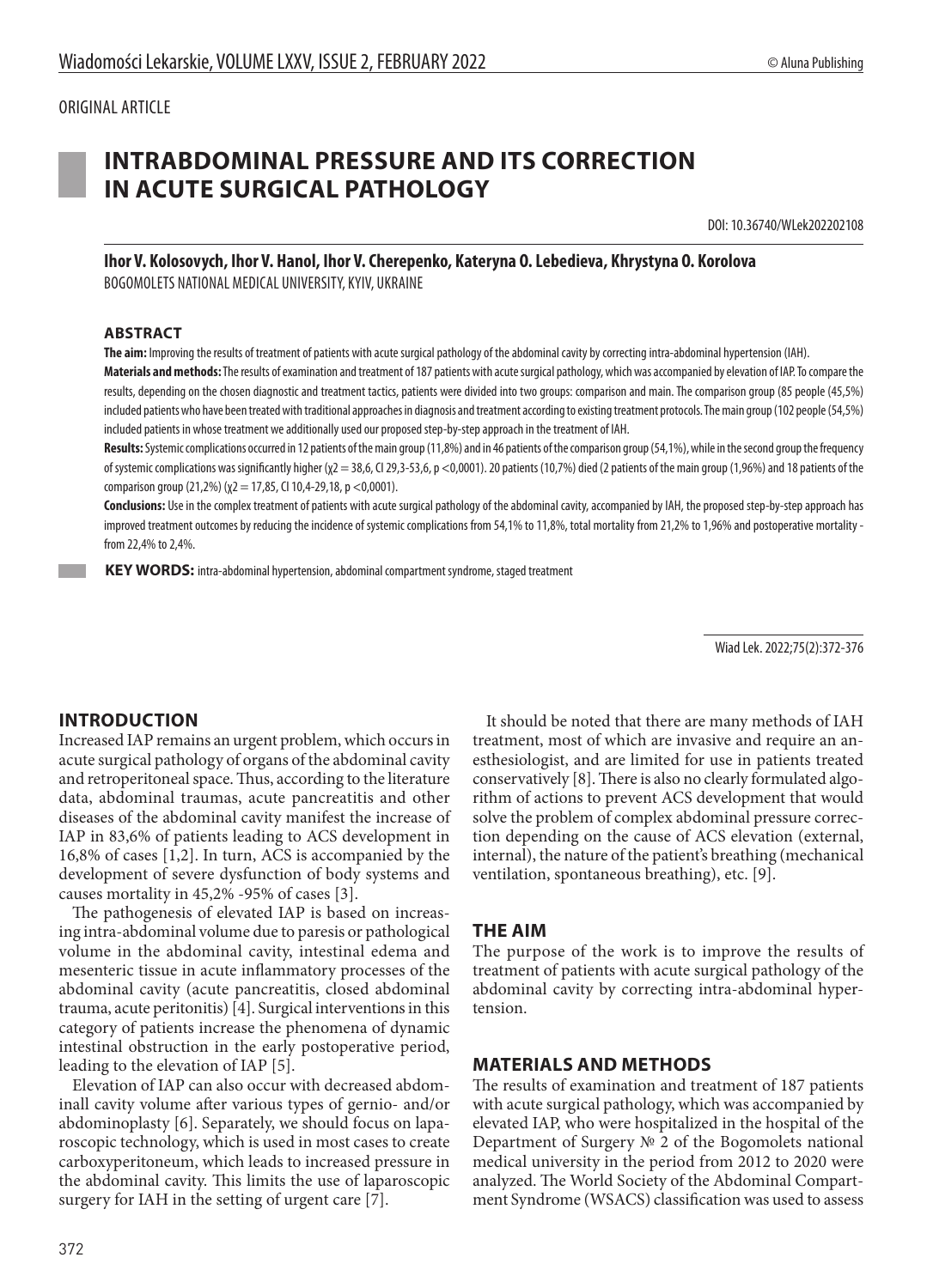ORIGINAL ARTICLE

# INTRABDOMINAL PRESSURE AND ITS CORRECTION IN ACUTE SURGICAL PATHOLOGY

DOI: 10.36740/WLek202202108

**Ihor V. Kolosovych, Ihor V. Hanol, Ihor V. Cherepenko, Kateryna O. Lebedieva, Khrystyna O. Korolova**

BOGOMOLETS NATIONAL MEDICAL UNIVERSITY, KYIV, UKRAINE

### ABSTRACT

**The aim:** Improving the results of treatment of patients with acute surgical pathology of the abdominal cavity by correcting intra-abdominal hypertension (IAH).

**Materials and methods:** The results of examination and treatment of 187 patients with acute surgical pathology, which was accompanied by elevation of IAP. To compare the results, depending on the chosen diagnostic and treatment tactics, patients were divided into two groups: comparison and main. The comparison group (85 people (45,5%) included patients who have been treated with traditional approaches in diagnosis and treatment according to existing treatment protocols. The main group (102 people (54,5%) included patients in whose treatment we additionally used our proposed step-by-step approach in the treatment of IAH.

**Results:** Systemic complications occurred in 12 patients of the main group (11,8%) and in 46 patients of the comparison group (54,1%), while in the second group the frequency of systemic complications was significantly higher ($\chi 2 = 38,6$, CI 29,3-53,6, $p < 0,0001$). 20 patients (10,7%) died (2 patients of the main group (1,96%) and 18 patients of the comparison group (21,2%) ($\chi 2 = 17,85$, CI 10,4-29,18, $p < 0,0001$).

**Conclusions:** Use in the complex treatment of patients with acute surgical pathology of the abdominal cavity, accompanied by IAH, the proposed step-by-step approach has improved treatment outcomes by reducing the incidence of systemic complications from 54,1% to 11,8%, total mortality from 21,2% to 1,96% and postoperative mortality - from 22,4% to 2,4%.

**KEY WORDS:** intra-abdominal hypertension, abdominal compartment syndrome, staged treatment

Wiad Lek. 2022;75(2):372-376

## INTRODUCTION

Increased IAP remains an urgent problem, which occurs in acute surgical pathology of organs of the abdominal cavity and retroperitoneal space. Thus, according to the literature data, abdominal traumas, acute pancreatitis and other diseases of the abdominal cavity manifest the increase of IAP in 83,6% of patients leading to ACS development in 16,8% of cases [1,2]. In turn, ACS is accompanied by the development of severe dysfunction of body systems and causes mortality in 45,2% -95% of cases [3].

The pathogenesis of elevated IAP is based on increasing intra-abdominal volume due to paresis or pathological volume in the abdominal cavity, intestinal edema and mesenteric tissue in acute inflammatory processes of the abdominal cavity (acute pancreatitis, closed abdominal trauma, acute peritonitis) [4]. Surgical interventions in this category of patients increase the phenomena of dynamic intestinal obstruction in the early postoperative period, leading to the elevation of IAP [5].

Elevation of IAP can also occur with decreased abdominall cavity volume after various types of gernio- and/or abdominoplasty [6]. Separately, we should focus on laparoscopic technology, which is used in most cases to create carboxyperitoneum, which leads to increased pressure in the abdominal cavity. This limits the use of laparoscopic surgery for IAH in the setting of urgent care [7].

It should be noted that there are many methods of IAH treatment, most of which are invasive and require an anesthesiologist, and are limited for use in patients treated conservatively [8]. There is also no clearly formulated algorithm of actions to prevent ACS development that would solve the problem of complex abdominal pressure correction depending on the cause of ACS elevation (external, internal), the nature of the patient's breathing (mechanical ventilation, spontaneous breathing), etc. [9].

## THE AIM

The purpose of the work is to improve the results of treatment of patients with acute surgical pathology of the abdominal cavity by correcting intra-abdominal hypertension.

## MATERIALS AND METHODS

The results of examination and treatment of 187 patients with acute surgical pathology, which was accompanied by elevated IAP, who were hospitalized in the hospital of the Department of Surgery № 2 of the Bogomolets national medical university in the period from 2012 to 2020 were analyzed. The World Society of the Abdominal Compartment Syndrome (WSACS) classification was used to assess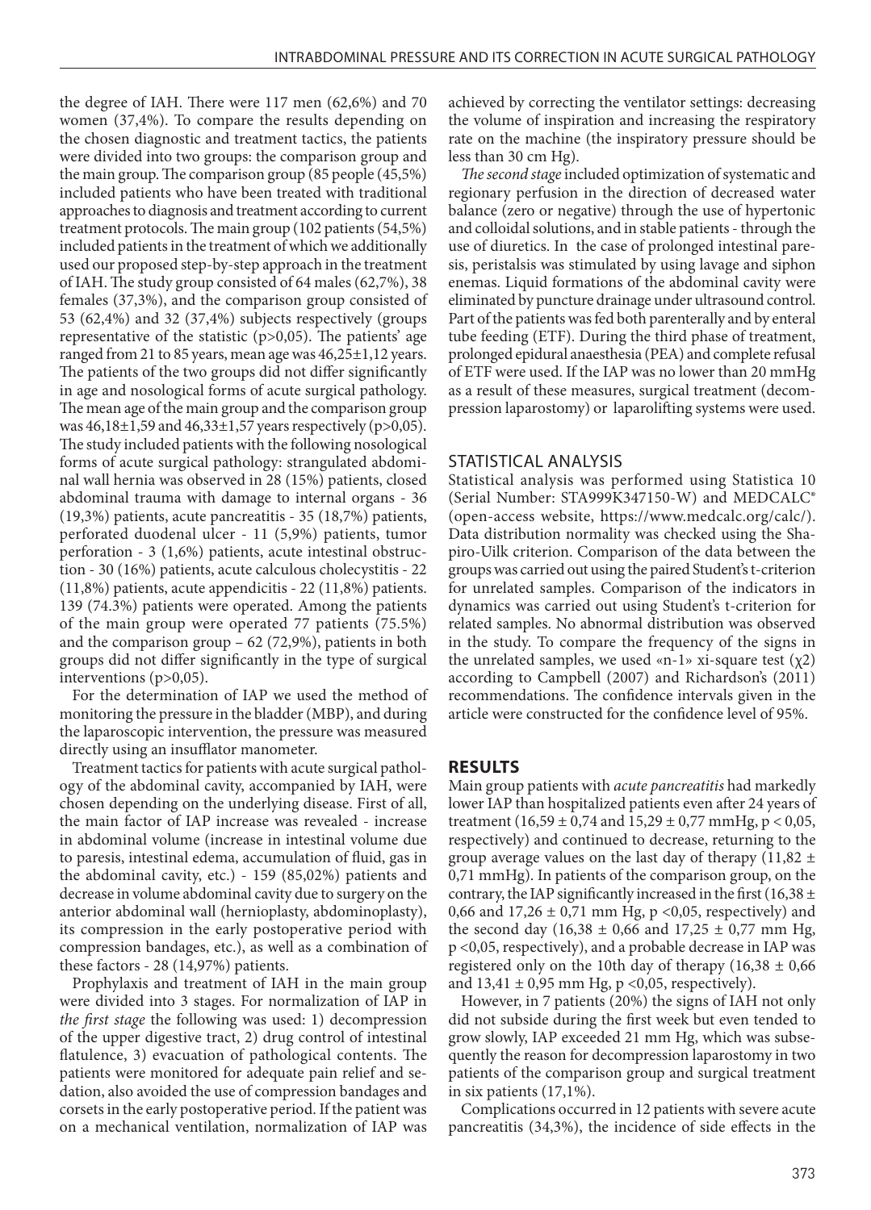the degree of IAH. There were 117 men (62,6%) and 70 women (37,4%). To compare the results depending on the chosen diagnostic and treatment tactics, the patients were divided into two groups: the comparison group and the main group. The comparison group (85 people (45,5%) included patients who have been treated with traditional approaches to diagnosis and treatment according to current treatment protocols. The main group (102 patients (54,5%) included patients in the treatment of which we additionally used our proposed step-by-step approach in the treatment of IAH. The study group consisted of 64 males (62,7%), 38 females (37,3%), and the comparison group consisted of 53 (62,4%) and 32 (37,4%) subjects respectively (groups representative of the statistic (p>0,05). The patients' age ranged from 21 to 85 years, mean age was 46,25±1,12 years. The patients of the two groups did not differ significantly in age and nosological forms of acute surgical pathology. The mean age of the main group and the comparison group was 46,18±1,59 and 46,33±1,57 years respectively (p>0,05). The study included patients with the following nosological forms of acute surgical pathology: strangulated abdominal wall hernia was observed in 28 (15%) patients, closed abdominal trauma with damage to internal organs - 36 (19,3%) patients, acute pancreatitis - 35 (18,7%) patients, perforated duodenal ulcer - 11 (5,9%) patients, tumor perforation - 3 (1,6%) patients, acute intestinal obstruction - 30 (16%) patients, acute calculous cholecystitis - 22 (11,8%) patients, acute appendicitis - 22 (11,8%) patients. 139 (74.3%) patients were operated. Among the patients of the main group were operated 77 patients (75.5%) and the comparison group – 62 (72,9%), patients in both groups did not differ significantly in the type of surgical interventions (p>0,05).

For the determination of IAP we used the method of monitoring the pressure in the bladder (MBP), and during the laparoscopic intervention, the pressure was measured directly using an insufflator manometer.

Treatment tactics for patients with acute surgical pathology of the abdominal cavity, accompanied by IAH, were chosen depending on the underlying disease. First of all, the main factor of IAP increase was revealed - increase in abdominal volume (increase in intestinal volume due to paresis, intestinal edema, accumulation of fluid, gas in the abdominal cavity, etc.) - 159 (85,02%) patients and decrease in volume abdominal cavity due to surgery on the anterior abdominal wall (hernioplasty, abdominoplasty), its compression in the early postoperative period with compression bandages, etc.), as well as a combination of these factors - 28 (14,97%) patients.

Prophylaxis and treatment of IAH in the main group were divided into 3 stages. For normalization of IAP in *the first stage* the following was used: 1) decompression of the upper digestive tract, 2) drug control of intestinal flatulence, 3) evacuation of pathological contents. The patients were monitored for adequate pain relief and sedation, also avoided the use of compression bandages and corsets in the early postoperative period. If the patient was on a mechanical ventilation, normalization of IAP was achieved by correcting the ventilator settings: decreasing the volume of inspiration and increasing the respiratory rate on the machine (the inspiratory pressure should be less than 30 cm Hg).

*The second stage* included optimization of systematic and regionary perfusion in the direction of decreased water balance (zero or negative) through the use of hypertonic and colloidal solutions, and in stable patients - through the use of diuretics. In the case of prolonged intestinal paresis, peristalsis was stimulated by using lavage and siphon enemas. Liquid formations of the abdominal cavity were eliminated by puncture drainage under ultrasound control. Part of the patients was fed both parenterally and by enteral tube feeding (ETF). During the third phase of treatment, prolonged epidural anaesthesia (PEA) and complete refusal of ETF were used. If the IAP was no lower than 20 mmHg as a result of these measures, surgical treatment (decompression laparostomy) or laparolifting systems were used.

## STATISTICAL ANALYSIS

Statistical analysis was performed using Statistica 10 (Serial Number: STA999K347150-W) and MEDCALC® (open-access website, https://www.medcalc.org/calc/). Data distribution normality was checked using the Shapiro-Uilk criterion. Comparison of the data between the groups was carried out using the paired Student's t-criterion for unrelated samples. Comparison of the indicators in dynamics was carried out using Student's t-criterion for related samples. No abnormal distribution was observed in the study. To compare the frequency of the signs in the unrelated samples, we used «n-1» xi-square test ($\chi 2$) according to Campbell (2007) and Richardson's (2011) recommendations. The confidence intervals given in the article were constructed for the confidence level of 95%.

## RESULTS

Main group patients with *acute pancreatitis* had markedly lower IAP than hospitalized patients even after 24 years of treatment (16,59 ± 0,74 and 15,29 ± 0,77 mmHg, p < 0,05, respectively) and continued to decrease, returning to the group average values on the last day of therapy (11,82 ± 0,71 mmHg). In patients of the comparison group, on the contrary, the IAP significantly increased in the first (16,38 ± 0,66 and 17,26 ± 0,71 mm Hg, p <0,05, respectively) and the second day (16,38 ± 0,66 and 17,25 ± 0,77 mm Hg, p <0,05, respectively), and a probable decrease in IAP was registered only on the 10th day of therapy (16,38 ± 0,66 and 13,41 ± 0,95 mm Hg, p <0,05, respectively).

However, in 7 patients (20%) the signs of IAH not only did not subside during the first week but even tended to grow slowly, IAP exceeded 21 mm Hg, which was subsequently the reason for decompression laparostomy in two patients of the comparison group and surgical treatment in six patients (17,1%).

Complications occurred in 12 patients with severe acute pancreatitis (34,3%), the incidence of side effects in the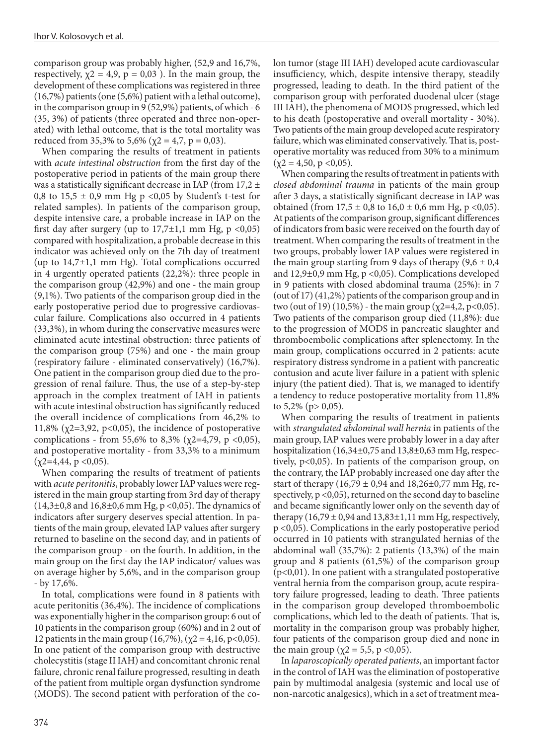comparison group was probably higher, (52,9 and 16,7%, respectively, $\chi2 = 4,9$, $p = 0,03$ ). In the main group, the development of these complications was registered in three (16,7%) patients (one (5,6%) patient with a lethal outcome), in the comparison group in 9 (52,9%) patients, of which - 6 (35, 3%) of patients (three operated and three non-operated) with lethal outcome, that is the total mortality was reduced from 35,3% to 5,6% ($\chi2 = 4,7$, $p = 0,03$).

When comparing the results of treatment in patients with *acute intestinal obstruction* from the first day of the postoperative period in patients of the main group there was a statistically significant decrease in IAP (from 17,2 ± 0,8 to 15,5 ± 0,9 mm Hg $p < 0,05$ by Student's t-test for related samples). In patients of the comparison group, despite intensive care, a probable increase in IAP on the first day after surgery (up to 17,7±1,1 mm Hg, $p < 0,05$) compared with hospitalization, a probable decrease in this indicator was achieved only on the 7th day of treatment (up to 14,7±1,1 mm Hg). Total complications occurred in 4 urgently operated patients (22,2%): three people in the comparison group (42,9%) and one - the main group (9,1%). Two patients of the comparison group died in the early postoperative period due to progressive cardiovascular failure. Complications also occurred in 4 patients (33,3%), in whom during the conservative measures were eliminated acute intestinal obstruction: three patients of the comparison group (75%) and one - the main group (respiratory failure - eliminated conservatively) (16,7%). One patient in the comparison group died due to the progression of renal failure. Thus, the use of a step-by-step approach in the complex treatment of IAH in patients with acute intestinal obstruction has significantly reduced the overall incidence of complications from 46,2% to 11,8% ($\chi2=3,92$, $p<0,05$), the incidence of postoperative complications - from 55,6% to 8,3% ($\chi2=4,79$, $p < 0,05$), and postoperative mortality - from 33,3% to a minimum ($\chi2=4,44$, $p < 0,05$).

When comparing the results of treatment of patients with *acute peritonitis*, probably lower IAP values were registered in the main group starting from 3rd day of therapy (14,3±0,8 and 16,8±0,6 mm Hg, $p < 0,05$). The dynamics of indicators after surgery deserves special attention. In patients of the main group, elevated IAP values after surgery returned to baseline on the second day, and in patients of the comparison group - on the fourth. In addition, in the main group on the first day the IAP indicator/ values was on average higher by 5,6%, and in the comparison group - by 17,6%.

In total, complications were found in 8 patients with acute peritonitis (36,4%). The incidence of complications was exponentially higher in the comparison group: 6 out of 10 patients in the comparison group (60%) and in 2 out of 12 patients in the main group (16,7%), ($\chi2 = 4,16$, $p<0,05$). In one patient of the comparison group with destructive cholecystitis (stage II IAH) and concomitant chronic renal failure, chronic renal failure progressed, resulting in death of the patient from multiple organ dysfunction syndrome (MODS). The second patient with perforation of the colon tumor (stage III IAH) developed acute cardiovascular insufficiency, which, despite intensive therapy, steadily progressed, leading to death. In the third patient of the comparison group with perforated duodenal ulcer (stage III IAH), the phenomena of MODS progressed, which led to his death (postoperative and overall mortality - 30%). Two patients of the main group developed acute respiratory failure, which was eliminated conservatively. That is, postoperative mortality was reduced from 30% to a minimum ($\chi2 = 4,50$, $p < 0,05$).

When comparing the results of treatment in patients with *closed abdominal trauma* in patients of the main group after 3 days, a statistically significant decrease in IAP was obtained (from 17,5 ± 0,8 to 16,0 ± 0,6 mm Hg, $p < 0,05$). At patients of the comparison group, significant differences of indicators from basic were received on the fourth day of treatment. When comparing the results of treatment in the two groups, probably lower IAP values were registered in the main group starting from 9 days of therapy (9,6 ± 0,4 and 12,9±0,9 mm Hg, $p < 0,05$). Complications developed in 9 patients with closed abdominal trauma (25%): in 7 (out of 17) (41,2%) patients of the comparison group and in two (out of 19) (10,5%) - the main group ($\chi2=4,2$, $p<0,05$). Two patients of the comparison group died (11,8%): due to the progression of MODS in pancreatic slaughter and thromboembolic complications after splenectomy. In the main group, complications occurred in 2 patients: acute respiratory distress syndrome in a patient with pancreatic contusion and acute liver failure in a patient with splenic injury (the patient died). That is, we managed to identify a tendency to reduce postoperative mortality from 11,8% to 5,2% ($p > 0,05$).

When comparing the results of treatment in patients with *strangulated abdominal wall hernia* in patients of the main group, IAP values were probably lower in a day after hospitalization (16,34±0,75 and 13,8±0,63 mm Hg, respectively, $p<0,05$). In patients of the comparison group, on the contrary, the IAP probably increased one day after the start of therapy (16,79 ± 0,94 and 18,26±0,77 mm Hg, respectively, $p < 0,05$), returned on the second day to baseline and became significantly lower only on the seventh day of therapy (16,79 ± 0,94 and 13,83±1,11 mm Hg, respectively, $p < 0,05$). Complications in the early postoperative period occurred in 10 patients with strangulated hernias of the abdominal wall (35,7%): 2 patients (13,3%) of the main group and 8 patients (61,5%) of the comparison group ($p<0,01$). In one patient with a strangulated postoperative ventral hernia from the comparison group, acute respiratory failure progressed, leading to death. Three patients in the comparison group developed thromboembolic complications, which led to the death of patients. That is, mortality in the comparison group was probably higher, four patients of the comparison group died and none in the main group ($\chi2 = 5,5$, $p < 0,05$).

In *laparoscopically operated patients*, an important factor in the control of IAH was the elimination of postoperative pain by multimodal analgesia (systemic and local use of non-narcotic analgesics), which in a set of treatment mea-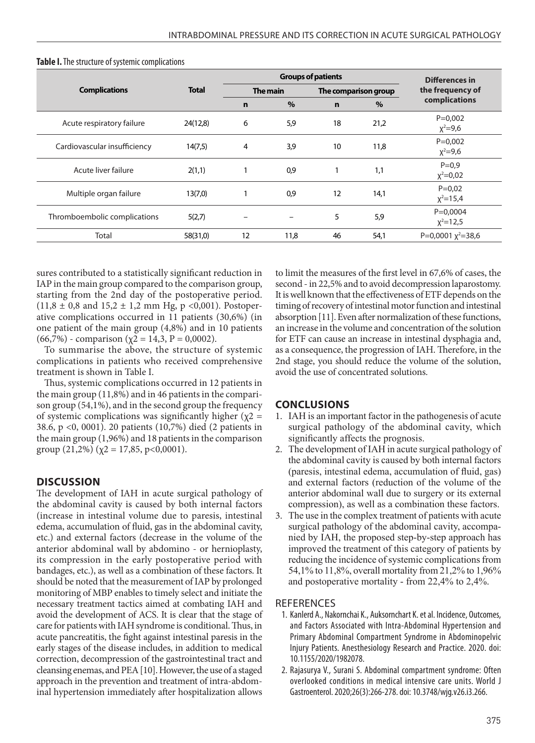**Table I.** The structure of systemic complications

| Complications | Total | Groups of patients | | | | Differences in the frequency of complications |
|---|---|---|---|---|---|---|
| | | The main | | The comparison group | | |
| | | n | % | n | % | |
| Acute respiratory failure | 24(12,8) | 6 | 5,9 | 18 | 21,2 | P=0,002 $\chi^2$=9,6 |
| Cardiovascular insufficiency | 14(7,5) | 4 | 3,9 | 10 | 11,8 | P=0,002 $\chi^2$=9,6 |
| Acute liver failure | 2(1,1) | 1 | 0,9 | 1 | 1,1 | P=0,9 $\chi^2$=0,02 |
| Multiple organ failure | 13(7,0) | 1 | 0,9 | 12 | 14,1 | P=0,02 $\chi^2$=15,4 |
| Thromboembolic complications | 5(2,7) | – | – | 5 | 5,9 | P=0,0004 $\chi^2$=12,5 |
| Total | 58(31,0) | 12 | 11,8 | 46 | 54,1 | P=0,0001 $\chi^2$=38,6 |

sures contributed to a statistically significant reduction in IAP in the main group compared to the comparison group, starting from the 2nd day of the postoperative period. (11,8 ± 0,8 and 15,2 ± 1,2 mm Hg, p <0,001). Postoperative complications occurred in 11 patients (30,6%) (in one patient of the main group (4,8%) and in 10 patients (66,7%) - comparison ($\chi2$ = 14,3, P = 0,0002).

To summarise the above, the structure of systemic complications in patients who received comprehensive treatment is shown in Table I.

Thus, systemic complications occurred in 12 patients in the main group (11,8%) and in 46 patients in the comparison group (54,1%), and in the second group the frequency of systemic complications was significantly higher ($\chi2$ = 38.6, p <0, 0001). 20 patients (10,7%) died (2 patients in the main group (1,96%) and 18 patients in the comparison group (21,2%) ($\chi2$ = 17,85, p<0,0001).

## DISCUSSION

The development of IAH in acute surgical pathology of the abdominal cavity is caused by both internal factors (increase in intestinal volume due to paresis, intestinal edema, accumulation of fluid, gas in the abdominal cavity, etc.) and external factors (decrease in the volume of the anterior abdominal wall by abdomino - or hernioplasty, its compression in the early postoperative period with bandages, etc.), as well as a combination of these factors. It should be noted that the measurement of IAP by prolonged monitoring of MBP enables to timely select and initiate the necessary treatment tactics aimed at combating IAH and avoid the development of ACS. It is clear that the stage of care for patients with IAH syndrome is conditional. Thus, in acute pancreatitis, the fight against intestinal paresis in the early stages of the disease includes, in addition to medical correction, decompression of the gastrointestinal tract and cleansing enemas, and PEA [10]. However, the use of a staged approach in the prevention and treatment of intra-abdominal hypertension immediately after hospitalization allows to limit the measures of the first level in 67,6% of cases, the second - in 22,5% and to avoid decompression laparostomy. It is well known that the effectiveness of ETF depends on the timing of recovery of intestinal motor function and intestinal absorption [11]. Even after normalization of these functions, an increase in the volume and concentration of the solution for ETF can cause an increase in intestinal dysphagia and, as a consequence, the progression of IAH. Therefore, in the 2nd stage, you should reduce the volume of the solution, avoid the use of concentrated solutions.

## CONCLUSIONS

1. IAH is an important factor in the pathogenesis of acute surgical pathology of the abdominal cavity, which significantly affects the prognosis.
2. The development of IAH in acute surgical pathology of the abdominal cavity is caused by both internal factors (paresis, intestinal edema, accumulation of fluid, gas) and external factors (reduction of the volume of the anterior abdominal wall due to surgery or its external compression), as well as a combination these factors.
3. The use in the complex treatment of patients with acute surgical pathology of the abdominal cavity, accompanied by IAH, the proposed step-by-step approach has improved the treatment of this category of patients by reducing the incidence of systemic complications from 54,1% to 11,8%, overall mortality from 21,2% to 1,96% and postoperative mortality - from 22,4% to 2,4%.

## REFERENCES

1. Kanlerd A., Nakornchai K., Auksornchart K. et al. Incidence, Outcomes, and Factors Associated with Intra-Abdominal Hypertension and Primary Abdominal Compartment Syndrome in Abdominopelvic Injury Patients. Anesthesiology Research and Practice. 2020. doi: 10.1155/2020/1982078.
2. Rajasurya V., Surani S. Abdominal compartment syndrome: Often overlooked conditions in medical intensive care units. World J Gastroenterol. 2020;26(3):266-278. doi: 10.3748/wjg.v26.i3.266.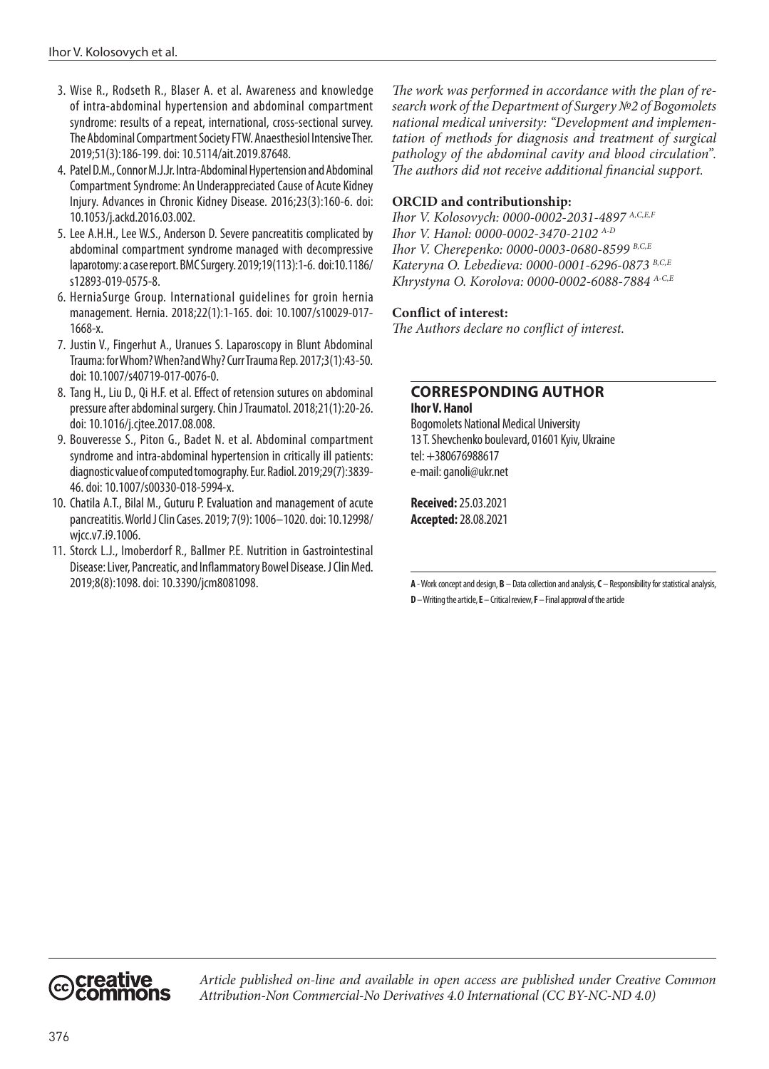3. Wise R., Rodseth R., Blaser A. et al. Awareness and knowledge of intra-abdominal hypertension and abdominal compartment syndrome: results of a repeat, international, cross-sectional survey. The Abdominal Compartment Society FTW. Anaesthesiol Intensive Ther. 2019;51(3):186-199. doi: 10.5114/ait.2019.87648.
4. Patel D.M., Connor M.J.Jr. Intra-Abdominal Hypertension and Abdominal Compartment Syndrome: An Underappreciated Cause of Acute Kidney Injury. Advances in Chronic Kidney Disease. 2016;23(3):160-6. doi: 10.1053/j.ackd.2016.03.002.
5. Lee A.H.H., Lee W.S., Anderson D. Severe pancreatitis complicated by abdominal compartment syndrome managed with decompressive laparotomy: a case report. BMC Surgery. 2019;19(113):1-6. doi:10.1186/s12893-019-0575-8.
6. HerniaSurge Group. International guidelines for groin hernia management. Hernia. 2018;22(1):1-165. doi: 10.1007/s10029-017-1668-x.
7. Justin V., Fingerhut A., Uranues S. Laparoscopy in Blunt Abdominal Trauma: for Whom? When? and Why? Curr Trauma Rep. 2017;3(1):43-50. doi: 10.1007/s40719-017-0076-0.
8. Tang H., Liu D., Qi H.F. et al. Effect of retension sutures on abdominal pressure after abdominal surgery. Chin J Traumatol. 2018;21(1):20-26. doi: 10.1016/j.cjtee.2017.08.008.
9. Bouveresse S., Piton G., Badet N. et al. Abdominal compartment syndrome and intra-abdominal hypertension in critically ill patients: diagnostic value of computed tomography. Eur. Radiol. 2019;29(7):3839-46. doi: 10.1007/s00330-018-5994-x.
10. Chatila A.T., Bilal M., Guturu P. Evaluation and management of acute pancreatitis. World J Clin Cases. 2019; 7(9): 1006–1020. doi: 10.12998/wjcc.v7.i9.1006.
11. Storck L.J., Imoberdorf R., Ballmer P.E. Nutrition in Gastrointestinal Disease: Liver, Pancreatic, and Inflammatory Bowel Disease. J Clin Med. 2019;8(8):1098. doi: 10.3390/jcm8081098.

*The work was performed in accordance with the plan of research work of the Department of Surgery №2 of Bogomolets national medical university: "Development and implementation of methods for diagnosis and treatment of surgical pathology of the abdominal cavity and blood circulation". The authors did not receive additional financial support.*

**ORCID and contributionship:**

*Ihor V. Kolosovych: 0000-0002-2031-4897 [A,C,E,F]*
*Ihor V. Hanol: 0000-0002-3470-2102 [A-D]*
*Ihor V. Cherepenko: 0000-0003-0680-8599 [B,C,E]*
*Kateryna O. Lebedieva: 0000-0001-6296-0873 [B,C,E]*
*Khrystyna O. Korolova: 0000-0002-6088-7884 [A-C,E]*

**Conflict of interest:**

*The Authors declare no conflict of interest.*

## CORRESPONDING AUTHOR

**Ihor V. Hanol**
Bogomolets National Medical University
13 T. Shevchenko boulevard, 01601 Kyiv, Ukraine
tel: +380676988617
e-mail: ganoli@ukr.net

**Received:** 25.03.2021
**Accepted:** 28.08.2021

**A** - Work concept and design, **B** – Data collection and analysis, **C** – Responsibility for statistical analysis, **D** – Writing the article, **E** – Critical review, **F** – Final approval of the article

*Article published on-line and available in open access are published under Creative Common Attribution-Non Commercial-No Derivatives 4.0 International (CC BY-NC-ND 4.0)*